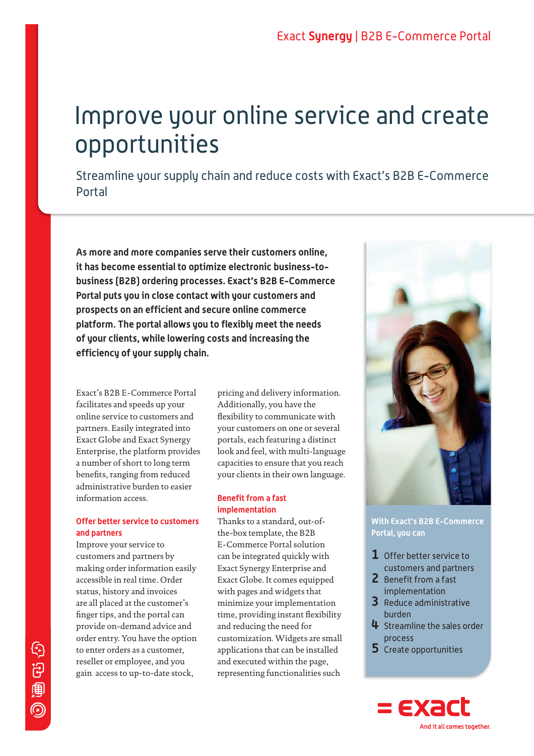# Improve your online service and create opportunities

## Streamline your supply chain and reduce costs with Exact's B2B E-Commerce Portal

**As more and more companies serve their customers online, it has become essential to optimize electronic business-to-business (B2B) ordering processes. Exact's B2B E-Commerce Portal puts you in close contact with your customers and prospects on an efficient and secure online commerce platform. The portal allows you to flexibly meet the needs of your clients, while lowering costs and increasing the efficiency of your supply chain.**

Exact's B2B E-Commerce Portal facilitates and speeds up your online service to customers and partners. Easily integrated into Exact Globe and Exact Synergy Enterprise, the platform provides a number of short to long term benefits, ranging from reduced administrative burden to easier information access.

### Offer better service to customers and partners

Improve your service to customers and partners by making order information easily accessible in real time. Order status, history and invoices are all placed at the customer's finger tips, and the portal can provide on-demand advice and order entry. You have the option to enter orders as a customer, reseller or employee, and you gain access to up-to-date stock, pricing and delivery information. Additionally, you have the flexibility to communicate with your customers on one or several portals, each featuring a distinct look and feel, with multi-language capacities to ensure that you reach your clients in their own language.

### Benefit from a fast implementation

Thanks to a standard, out-of-the-box template, the B2B E-Commerce Portal solution can be integrated quickly with Exact Synergy Enterprise and Exact Globe. It comes equipped with pages and widgets that minimize your implementation time, providing instant flexibility and reducing the need for customization. Widgets are small applications that can be installed and executed within the page, representing functionalities such

**With Exact's B2B E-Commerce Portal, you can**

1. Offer better service to customers and partners
2. Benefit from a fast implementation
3. Reduce administrative burden
4. Streamline the sales order process
5. Create opportunities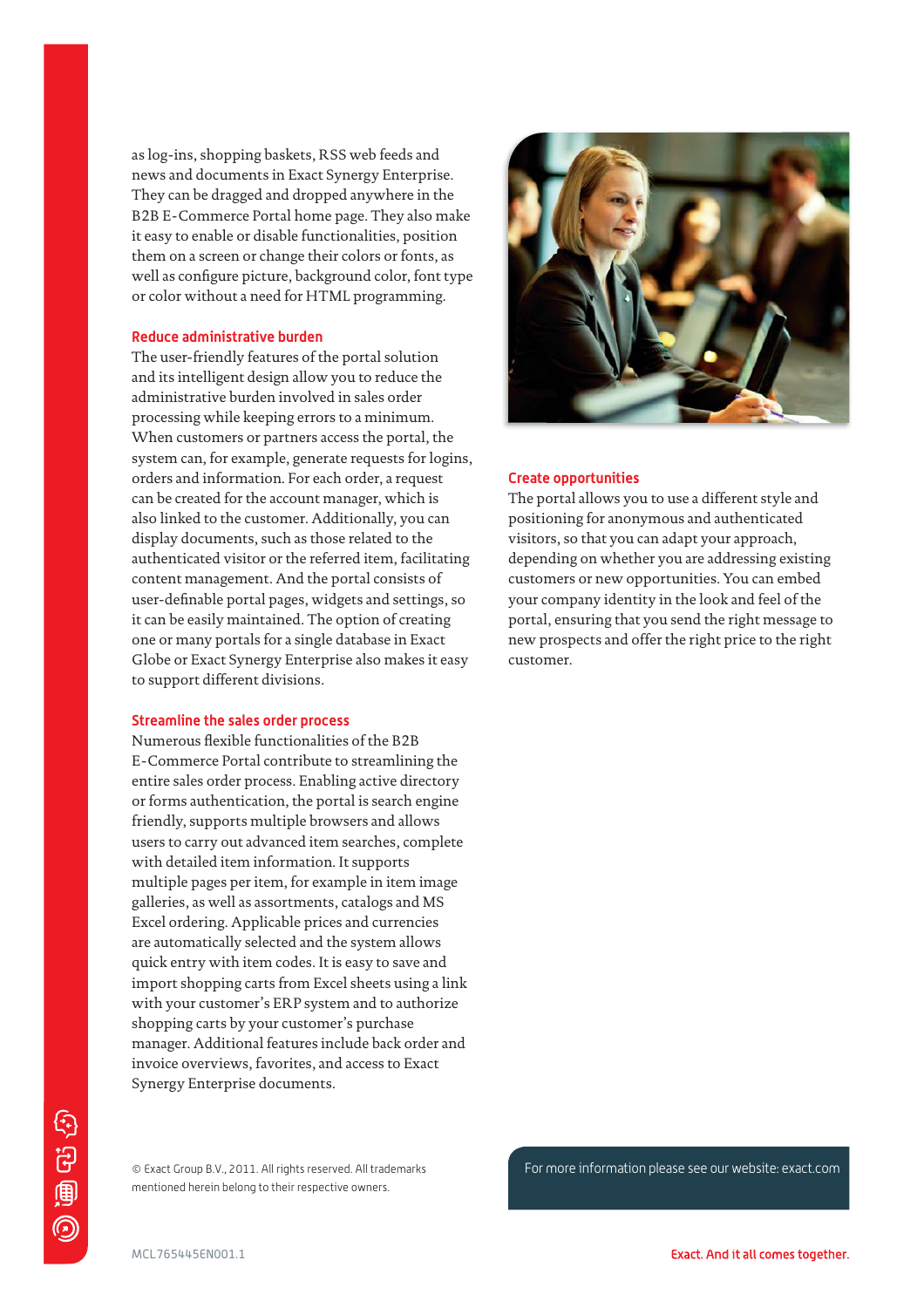as log-ins, shopping baskets, RSS web feeds and news and documents in Exact Synergy Enterprise. They can be dragged and dropped anywhere in the B2B E-Commerce Portal home page. They also make it easy to enable or disable functionalities, position them on a screen or change their colors or fonts, as well as configure picture, background color, font type or color without a need for HTML programming.

### Reduce administrative burden

The user-friendly features of the portal solution and its intelligent design allow you to reduce the administrative burden involved in sales order processing while keeping errors to a minimum. When customers or partners access the portal, the system can, for example, generate requests for logins, orders and information. For each order, a request can be created for the account manager, which is also linked to the customer. Additionally, you can display documents, such as those related to the authenticated visitor or the referred item, facilitating content management. And the portal consists of user-definable portal pages, widgets and settings, so it can be easily maintained. The option of creating one or many portals for a single database in Exact Globe or Exact Synergy Enterprise also makes it easy to support different divisions.

### Streamline the sales order process

Numerous flexible functionalities of the B2B E-Commerce Portal contribute to streamlining the entire sales order process. Enabling active directory or forms authentication, the portal is search engine friendly, supports multiple browsers and allows users to carry out advanced item searches, complete with detailed item information. It supports multiple pages per item, for example in item image galleries, as well as assortments, catalogs and MS Excel ordering. Applicable prices and currencies are automatically selected and the system allows quick entry with item codes. It is easy to save and import shopping carts from Excel sheets using a link with your customer's ERP system and to authorize shopping carts by your customer's purchase manager. Additional features include back order and invoice overviews, favorites, and access to Exact Synergy Enterprise documents.

### Create opportunities

The portal allows you to use a different style and positioning for anonymous and authenticated visitors, so that you can adapt your approach, depending on whether you are addressing existing customers or new opportunities. You can embed your company identity in the look and feel of the portal, ensuring that you send the right message to new prospects and offer the right price to the right customer.

© Exact Group B.V., 2011. All rights reserved. All trademarks mentioned herein belong to their respective owners.

For more information please see our website: exact.com

MCL765445EN001.1

Exact. And it all comes together.